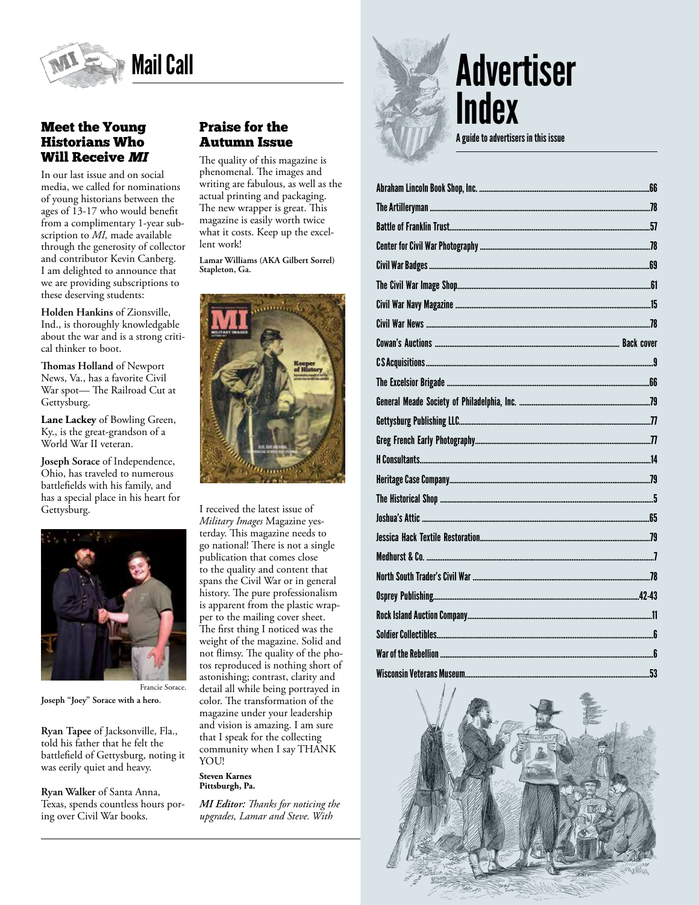# Mail Call

## Meet the Young Historians Who Will Receive *MI*

In our last issue and on social media, we called for nominations of young historians between the ages of 13-17 who would benefit from a complimentary 1-year subscription to *MI,* made available through the generosity of collector and contributor Kevin Canberg. I am delighted to announce that we are providing subscriptions to these deserving students:

**Holden Hankins** of Zionsville, Ind., is thoroughly knowledgable about the war and is a strong critical thinker to boot.

**Thomas Holland** of Newport News, Va., has a favorite Civil War spot— The Railroad Cut at Gettysburg.

**Lane Lackey** of Bowling Green, Ky., is the great-grandson of a World War II veteran.

**Joseph Sorace** of Independence, Ohio, has traveled to numerous battlefields with his family, and has a special place in his heart for Gettysburg.

Francie Sorace.

**Joseph "Joey" Sorace with a hero.**

**Ryan Tapee** of Jacksonville, Fla., told his father that he felt the battlefield of Gettysburg, noting it was eerily quiet and heavy.

**Ryan Walker** of Santa Anna, Texas, spends countless hours poring over Civil War books.

## Praise for the Autumn Issue

The quality of this magazine is phenomenal. The images and writing are fabulous, as well as the actual printing and packaging. The new wrapper is great. This magazine is easily worth twice what it costs. Keep up the excellent work!

**Lamar Williams (AKA Gilbert Sorrel)**
**Stapleton, Ga.**

I received the latest issue of *Military Images* Magazine yesterday. This magazine needs to go national! There is not a single publication that comes close to the quality and content that spans the Civil War or in general history. The pure professionalism is apparent from the plastic wrapper to the mailing cover sheet. The first thing I noticed was the weight of the magazine. Solid and not flimsy. The quality of the photos reproduced is nothing short of astonishing; contrast, clarity and detail all while being portrayed in color. The transformation of the magazine under your leadership and vision is amazing. I am sure that I speak for the collecting community when I say THANK YOU!

**Steven Karnes**
**Pittsburgh, Pa.**

*MI Editor: Thanks for noticing the upgrades, Lamar and Steve. With*

# Advertiser Index

A guide to advertisers in this issue

| Advertiser | Page |
|---|---|
| Abraham Lincoln Book Shop, Inc. | 66 |
| The Artilleryman | 78 |
| Battle of Franklin Trust | 57 |
| Center for Civil War Photography | 78 |
| Civil War Badges | 69 |
| The Civil War Image Shop | 61 |
| Civil War Navy Magazine | 15 |
| Civil War News | 78 |
| Cowan's Auctions | Back cover |
| CS Acquisitions | 9 |
| The Excelsior Brigade | 66 |
| General Meade Society of Philadelphia, Inc. | 79 |
| Gettysburg Publishing LLC | 77 |
| Greg French Early Photography | 77 |
| H Consultants | 14 |
| Heritage Case Company | 79 |
| The Historical Shop | 5 |
| Joshua's Attic | 65 |
| Jessica Hack Textile Restoration | 79 |
| Medhurst & Co. | 7 |
| North South Trader's Civil War | 78 |
| Osprey Publishing | 42-43 |
| Rock Island Auction Company | 11 |
| Soldier Collectibles | 6 |
| War of the Rebellion | 6 |
| Wisconsin Veterans Museum | 53 |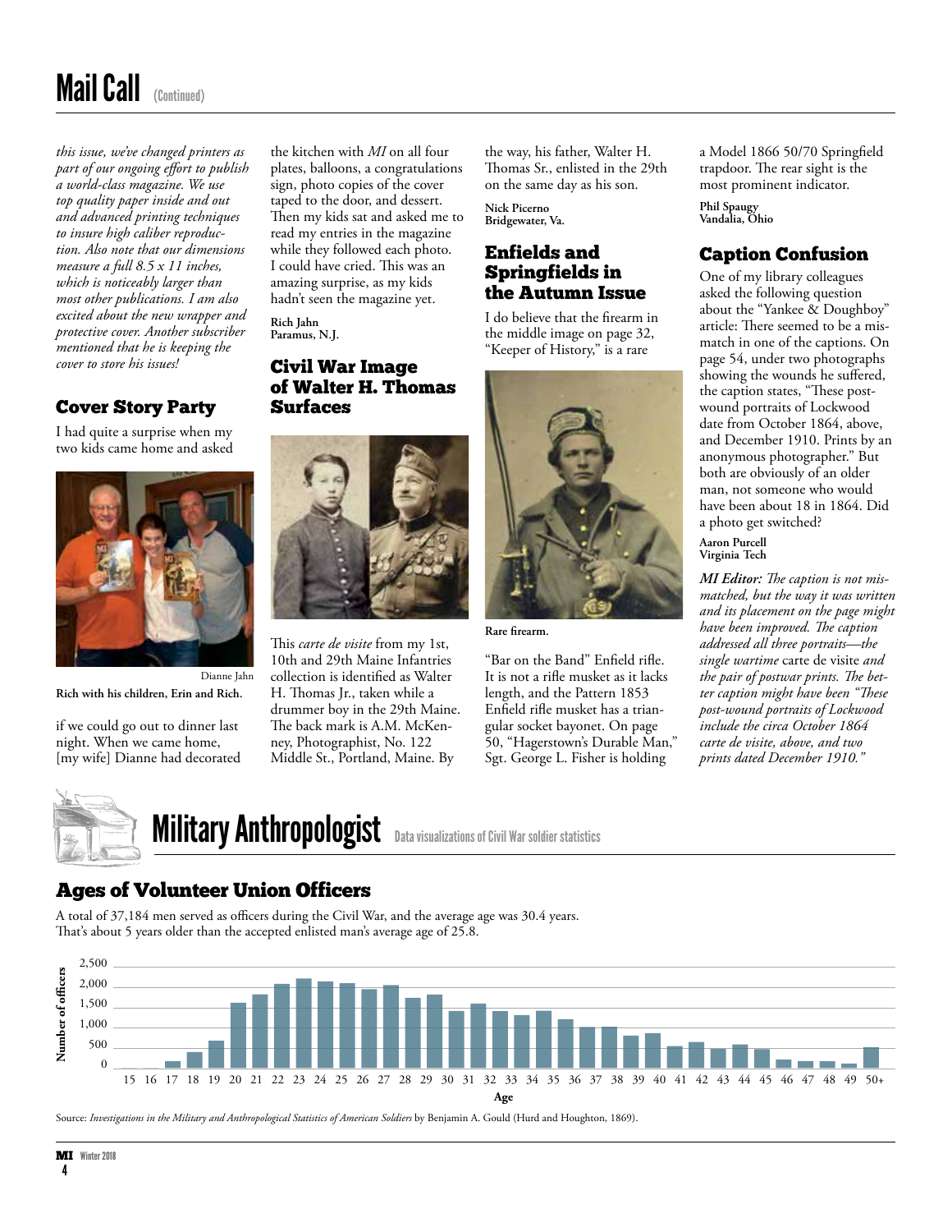# Mail Call (Continued)

*this issue, we've changed printers as part of our ongoing effort to publish a world-class magazine. We use top quality paper inside and out and advanced printing techniques to insure high caliber reproduction. Also note that our dimensions measure a full 8.5 x 11 inches, which is noticeably larger than most other publications. I am also excited about the new wrapper and protective cover. Another subscriber mentioned that he is keeping the cover to store his issues!*

## Cover Story Party

I had quite a surprise when my two kids came home and asked if we could go out to dinner last night. When we came home, [my wife] Dianne had decorated the kitchen with *MI* on all four plates, balloons, a congratulations sign, photo copies of the cover taped to the door, and dessert. Then my kids sat and asked me to read my entries in the magazine while they followed each photo. I could have cried. This was an amazing surprise, as my kids hadn't seen the magazine yet.

Dianne Jahn

**Rich with his children, Erin and Rich.**

**Rich Jahn**
**Paramus, N.J.**

## Civil War Image of Walter H. Thomas Surfaces

This *carte de visite* from my 1st, 10th and 29th Maine Infantries collection is identified as Walter H. Thomas Jr., taken while a drummer boy in the 29th Maine. The back mark is A.M. McKenney, Photographist, No. 122 Middle St., Portland, Maine. By the way, his father, Walter H. Thomas Sr., enlisted in the 29th on the same day as his son.

**Nick Picerno**
**Bridgewater, Va.**

## Enfields and Springfields in the Autumn Issue

I do believe that the firearm in the middle image on page 32, "Keeper of History," is a rare "Bar on the Band" Enfield rifle. It is not a rifle musket as it lacks length, and the Pattern 1853 Enfield rifle musket has a triangular socket bayonet. On page 50, "Hagerstown's Durable Man," Sgt. George L. Fisher is holding a Model 1866 50/70 Springfield trapdoor. The rear sight is the most prominent indicator.

**Rare firearm.**

**Phil Spaugy**
**Vandalia, Ohio**

## Caption Confusion

One of my library colleagues asked the following question about the "Yankee & Doughboy" article: There seemed to be a mismatch in one of the captions. On page 54, under two photographs showing the wounds he suffered, the caption states, "These post-wound portraits of Lockwood date from October 1864, above, and December 1910. Prints by an anonymous photographer." But both are obviously of an older man, not someone who would have been about 18 in 1864. Did a photo get switched?

**Aaron Purcell**
**Virginia Tech**

***MI Editor:** The caption is not mismatched, but the way it was written and its placement on the page might have been improved. The caption addressed all three portraits—the single wartime* carte de visite *and the pair of postwar prints. The better caption might have been "These post-wound portraits of Lockwood include the circa October 1864 carte de visite, above, and two prints dated December 1910."*

# Military Anthropologist

Data visualizations of Civil War soldier statistics

## Ages of Volunteer Union Officers

A total of 37,184 men served as officers during the Civil War, and the average age was 30.4 years. That's about 5 years older than the accepted enlisted man's average age of 25.8.

Number of officers
2,500
2,000
1,500
1,000
500
0

15 16 17 18 19 20 21 22 23 24 25 26 27 28 29 30 31 32 33 34 35 36 37 38 39 40 41 42 43 44 45 46 47 48 49 50+

Age

Source: *Investigations in the Military and Anthropological Statistics of American Soldiers* by Benjamin A. Gould (Hurd and Houghton, 1869).